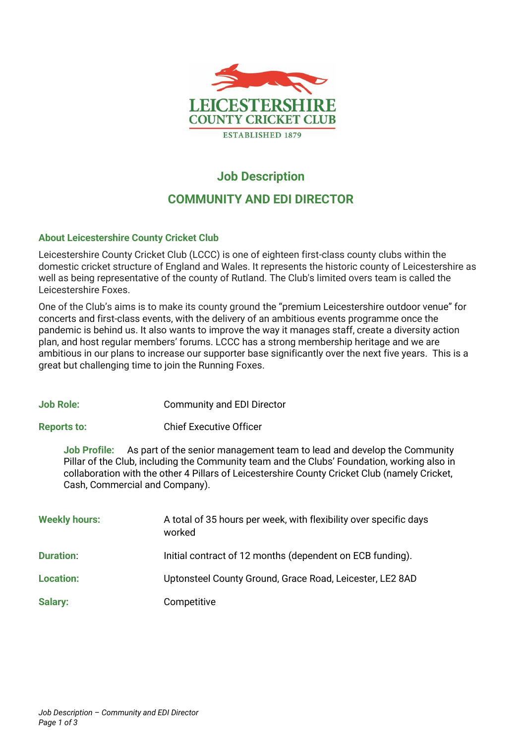LEICESTERSHIRE
COUNTY CRICKET CLUB
ESTABLISHED 1879

# Job Description

## COMMUNITY AND EDI DIRECTOR

### About Leicestershire County Cricket Club

Leicestershire County Cricket Club (LCCC) is one of eighteen first-class county clubs within the domestic cricket structure of England and Wales. It represents the historic county of Leicestershire as well as being representative of the county of Rutland. The Club's limited overs team is called the Leicestershire Foxes.

One of the Club's aims is to make its county ground the "premium Leicestershire outdoor venue" for concerts and first-class events, with the delivery of an ambitious events programme once the pandemic is behind us. It also wants to improve the way it manages staff, create a diversity action plan, and host regular members' forums. LCCC has a strong membership heritage and we are ambitious in our plans to increase our supporter base significantly over the next five years. This is a great but challenging time to join the Running Foxes.

**Job Role:** Community and EDI Director

**Reports to:** Chief Executive Officer

**Job Profile:** As part of the senior management team to lead and develop the Community Pillar of the Club, including the Community team and the Clubs' Foundation, working also in collaboration with the other 4 Pillars of Leicestershire County Cricket Club (namely Cricket, Cash, Commercial and Company).

**Weekly hours:** A total of 35 hours per week, with flexibility over specific days worked

**Duration:** Initial contract of 12 months (dependent on ECB funding).

**Location:** Uptonsteel County Ground, Grace Road, Leicester, LE2 8AD

**Salary:** Competitive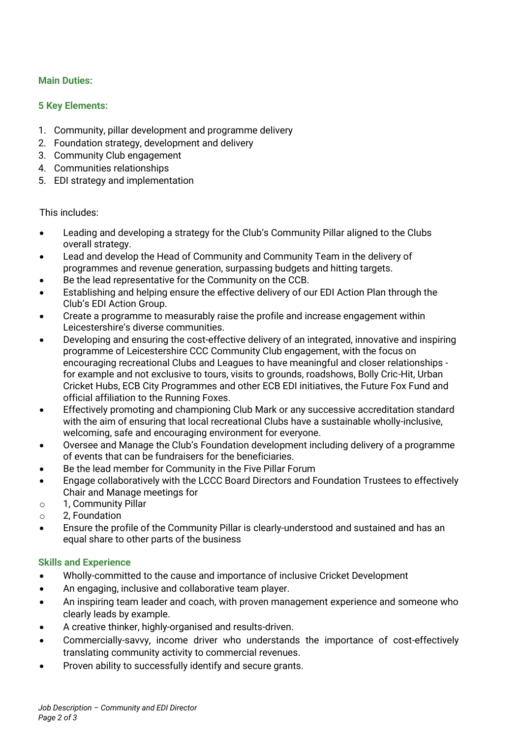### Main Duties:

### 5 Key Elements:

1. Community, pillar development and programme delivery
2. Foundation strategy, development and delivery
3. Community Club engagement
4. Communities relationships
5. EDI strategy and implementation

This includes:

- Leading and developing a strategy for the Club's Community Pillar aligned to the Clubs overall strategy.
- Lead and develop the Head of Community and Community Team in the delivery of programmes and revenue generation, surpassing budgets and hitting targets.
- Be the lead representative for the Community on the CCB.
- Establishing and helping ensure the effective delivery of our EDI Action Plan through the Club's EDI Action Group.
- Create a programme to measurably raise the profile and increase engagement within Leicestershire's diverse communities.
- Developing and ensuring the cost-effective delivery of an integrated, innovative and inspiring programme of Leicestershire CCC Community Club engagement, with the focus on encouraging recreational Clubs and Leagues to have meaningful and closer relationships - for example and not exclusive to tours, visits to grounds, roadshows, Bolly Cric-Hit, Urban Cricket Hubs, ECB City Programmes and other ECB EDI initiatives, the Future Fox Fund and official affiliation to the Running Foxes.
- Effectively promoting and championing Club Mark or any successive accreditation standard with the aim of ensuring that local recreational Clubs have a sustainable wholly-inclusive, welcoming, safe and encouraging environment for everyone.
- Oversee and Manage the Club's Foundation development including delivery of a programme of events that can be fundraisers for the beneficiaries.
- Be the lead member for Community in the Five Pillar Forum
- Engage collaboratively with the LCCC Board Directors and Foundation Trustees to effectively Chair and Manage meetings for
  - 1, Community Pillar
  - 2, Foundation
- Ensure the profile of the Community Pillar is clearly-understood and sustained and has an equal share to other parts of the business

### Skills and Experience

- Wholly-committed to the cause and importance of inclusive Cricket Development
- An engaging, inclusive and collaborative team player.
- An inspiring team leader and coach, with proven management experience and someone who clearly leads by example.
- A creative thinker, highly-organised and results-driven.
- Commercially-savvy, income driver who understands the importance of cost-effectively translating community activity to commercial revenues.
- Proven ability to successfully identify and secure grants.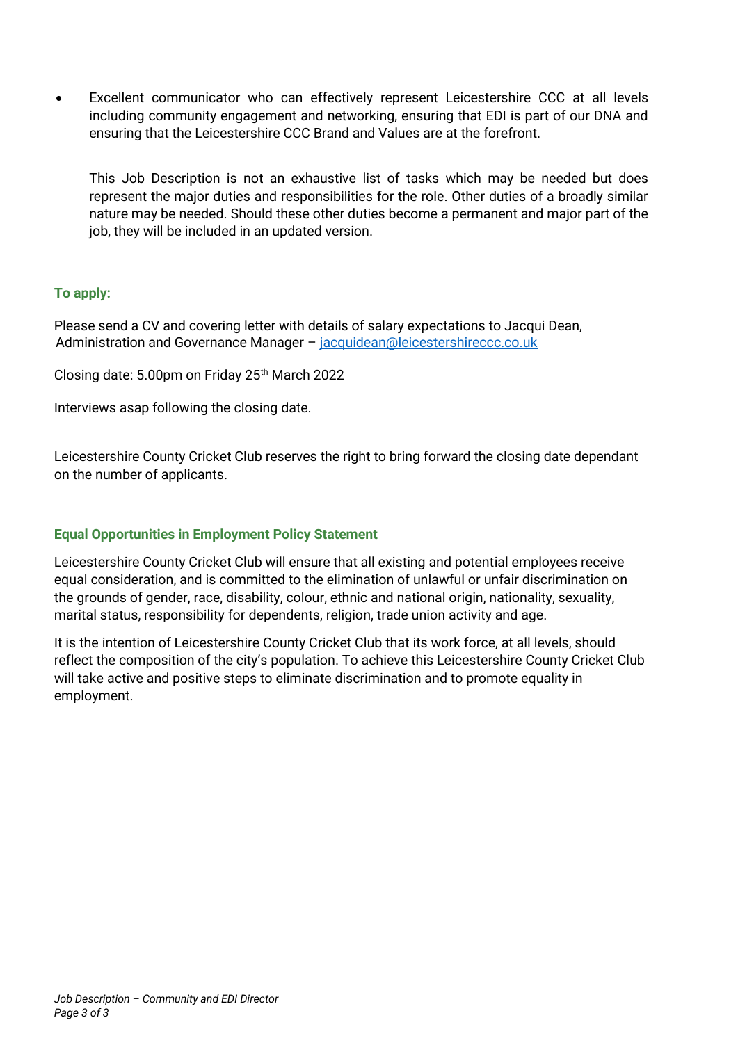- Excellent communicator who can effectively represent Leicestershire CCC at all levels including community engagement and networking, ensuring that EDI is part of our DNA and ensuring that the Leicestershire CCC Brand and Values are at the forefront.

This Job Description is not an exhaustive list of tasks which may be needed but does represent the major duties and responsibilities for the role. Other duties of a broadly similar nature may be needed. Should these other duties become a permanent and major part of the job, they will be included in an updated version.

### To apply:

Please send a CV and covering letter with details of salary expectations to Jacqui Dean, Administration and Governance Manager – jacquidean@leicestershireccc.co.uk

Closing date: 5.00pm on Friday 25th March 2022

Interviews asap following the closing date.

Leicestershire County Cricket Club reserves the right to bring forward the closing date dependant on the number of applicants.

### Equal Opportunities in Employment Policy Statement

Leicestershire County Cricket Club will ensure that all existing and potential employees receive equal consideration, and is committed to the elimination of unlawful or unfair discrimination on the grounds of gender, race, disability, colour, ethnic and national origin, nationality, sexuality, marital status, responsibility for dependents, religion, trade union activity and age.

It is the intention of Leicestershire County Cricket Club that its work force, at all levels, should reflect the composition of the city's population. To achieve this Leicestershire County Cricket Club will take active and positive steps to eliminate discrimination and to promote equality in employment.